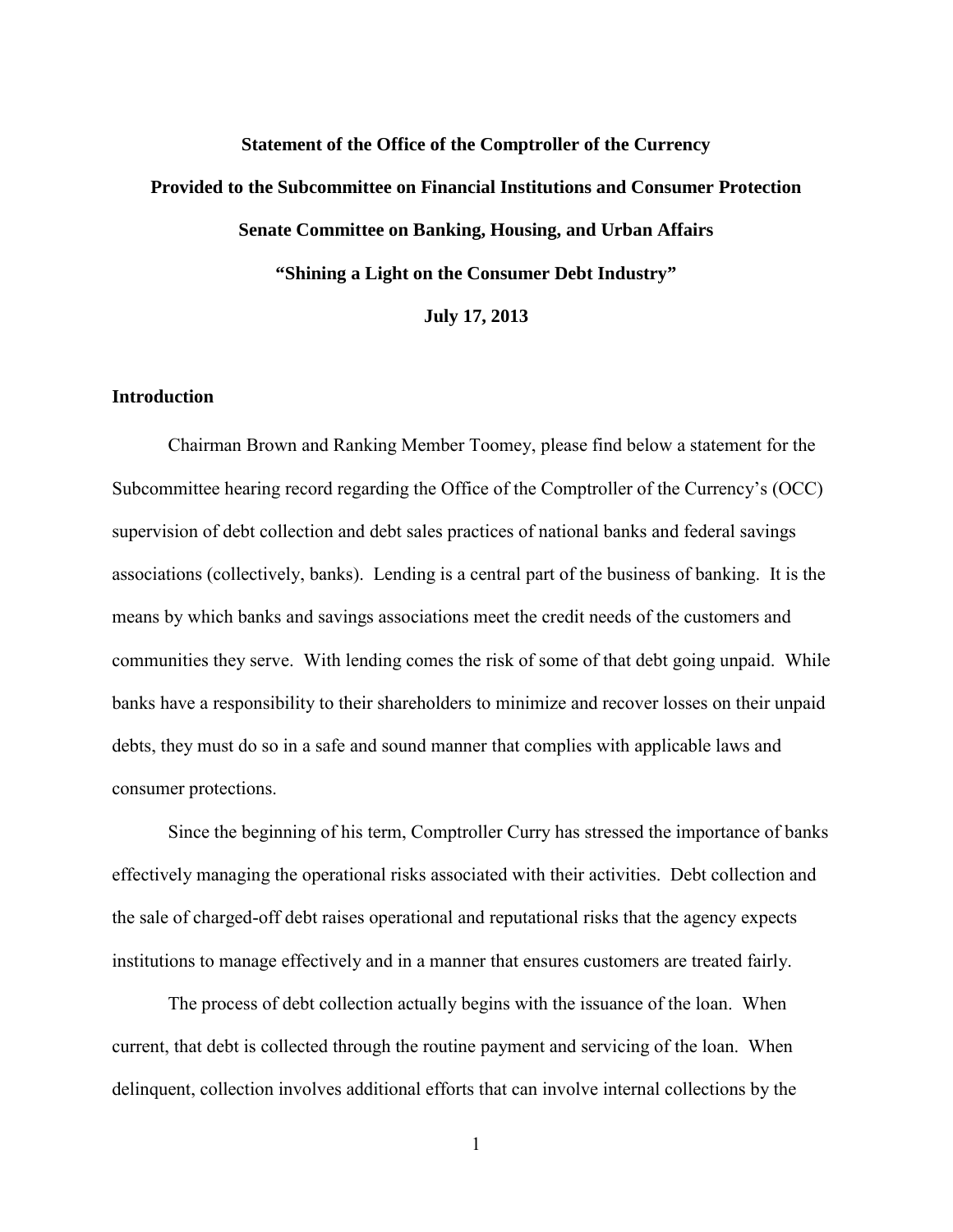**Statement of the Office of the Comptroller of the Currency**

**Provided to the Subcommittee on Financial Institutions and Consumer Protection**

**Senate Committee on Banking, Housing, and Urban Affairs**

**"Shining a Light on the Consumer Debt Industry"**

**July 17, 2013**

## Introduction

Chairman Brown and Ranking Member Toomey, please find below a statement for the Subcommittee hearing record regarding the Office of the Comptroller of the Currency's (OCC) supervision of debt collection and debt sales practices of national banks and federal savings associations (collectively, banks). Lending is a central part of the business of banking. It is the means by which banks and savings associations meet the credit needs of the customers and communities they serve. With lending comes the risk of some of that debt going unpaid. While banks have a responsibility to their shareholders to minimize and recover losses on their unpaid debts, they must do so in a safe and sound manner that complies with applicable laws and consumer protections.

Since the beginning of his term, Comptroller Curry has stressed the importance of banks effectively managing the operational risks associated with their activities. Debt collection and the sale of charged-off debt raises operational and reputational risks that the agency expects institutions to manage effectively and in a manner that ensures customers are treated fairly.

The process of debt collection actually begins with the issuance of the loan. When current, that debt is collected through the routine payment and servicing of the loan. When delinquent, collection involves additional efforts that can involve internal collections by the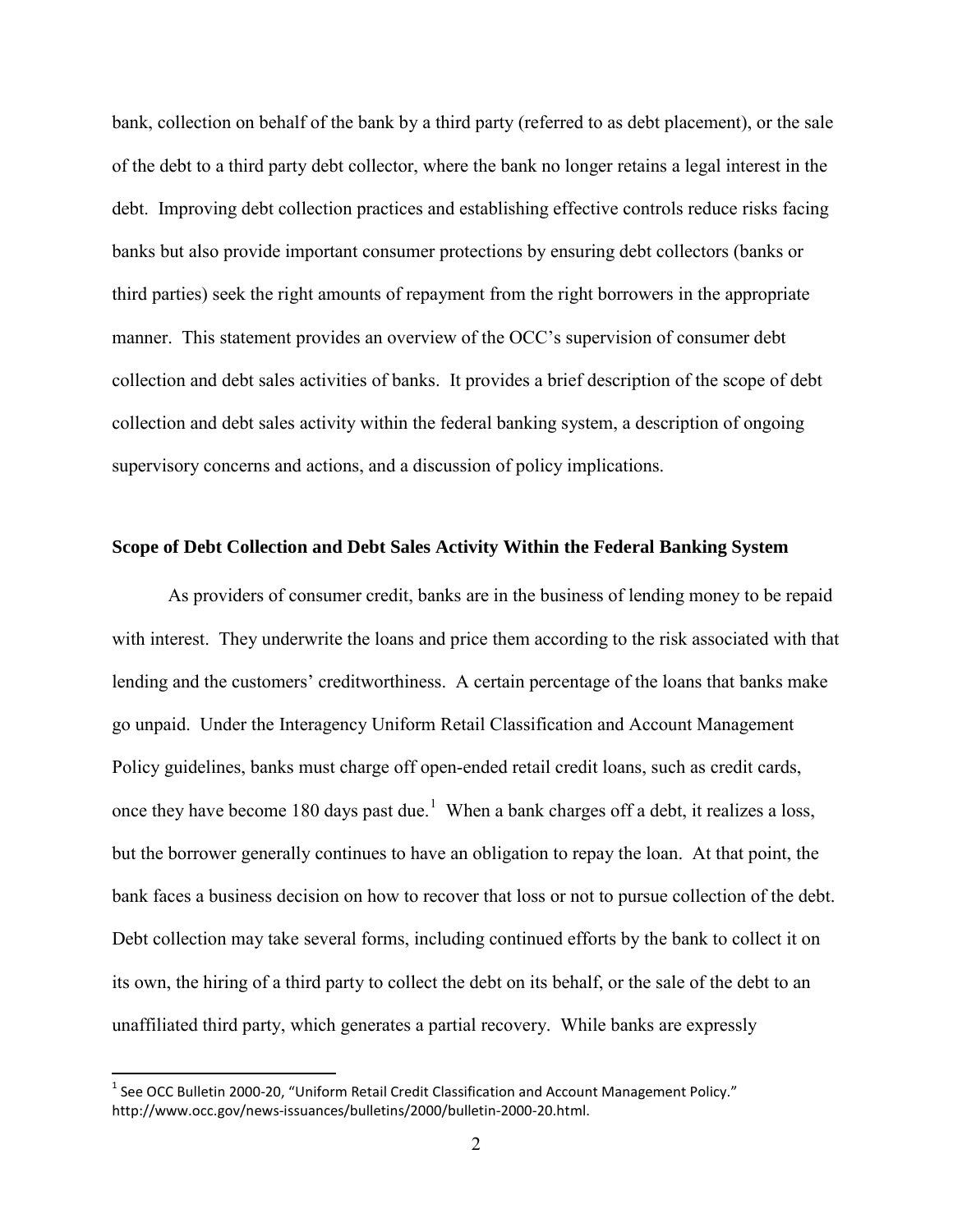bank, collection on behalf of the bank by a third party (referred to as debt placement), or the sale of the debt to a third party debt collector, where the bank no longer retains a legal interest in the debt. Improving debt collection practices and establishing effective controls reduce risks facing banks but also provide important consumer protections by ensuring debt collectors (banks or third parties) seek the right amounts of repayment from the right borrowers in the appropriate manner. This statement provides an overview of the OCC's supervision of consumer debt collection and debt sales activities of banks. It provides a brief description of the scope of debt collection and debt sales activity within the federal banking system, a description of ongoing supervisory concerns and actions, and a discussion of policy implications.

**Scope of Debt Collection and Debt Sales Activity Within the Federal Banking System**

As providers of consumer credit, banks are in the business of lending money to be repaid with interest. They underwrite the loans and price them according to the risk associated with that lending and the customers' creditworthiness. A certain percentage of the loans that banks make go unpaid. Under the Interagency Uniform Retail Classification and Account Management Policy guidelines, banks must charge off open-ended retail credit loans, such as credit cards, once they have become 180 days past due.[1] When a bank charges off a debt, it realizes a loss, but the borrower generally continues to have an obligation to repay the loan. At that point, the bank faces a business decision on how to recover that loss or not to pursue collection of the debt. Debt collection may take several forms, including continued efforts by the bank to collect it on its own, the hiring of a third party to collect the debt on its behalf, or the sale of the debt to an unaffiliated third party, which generates a partial recovery. While banks are expressly

[1] See OCC Bulletin 2000-20, "Uniform Retail Credit Classification and Account Management Policy." http://www.occ.gov/news-issuances/bulletins/2000/bulletin-2000-20.html.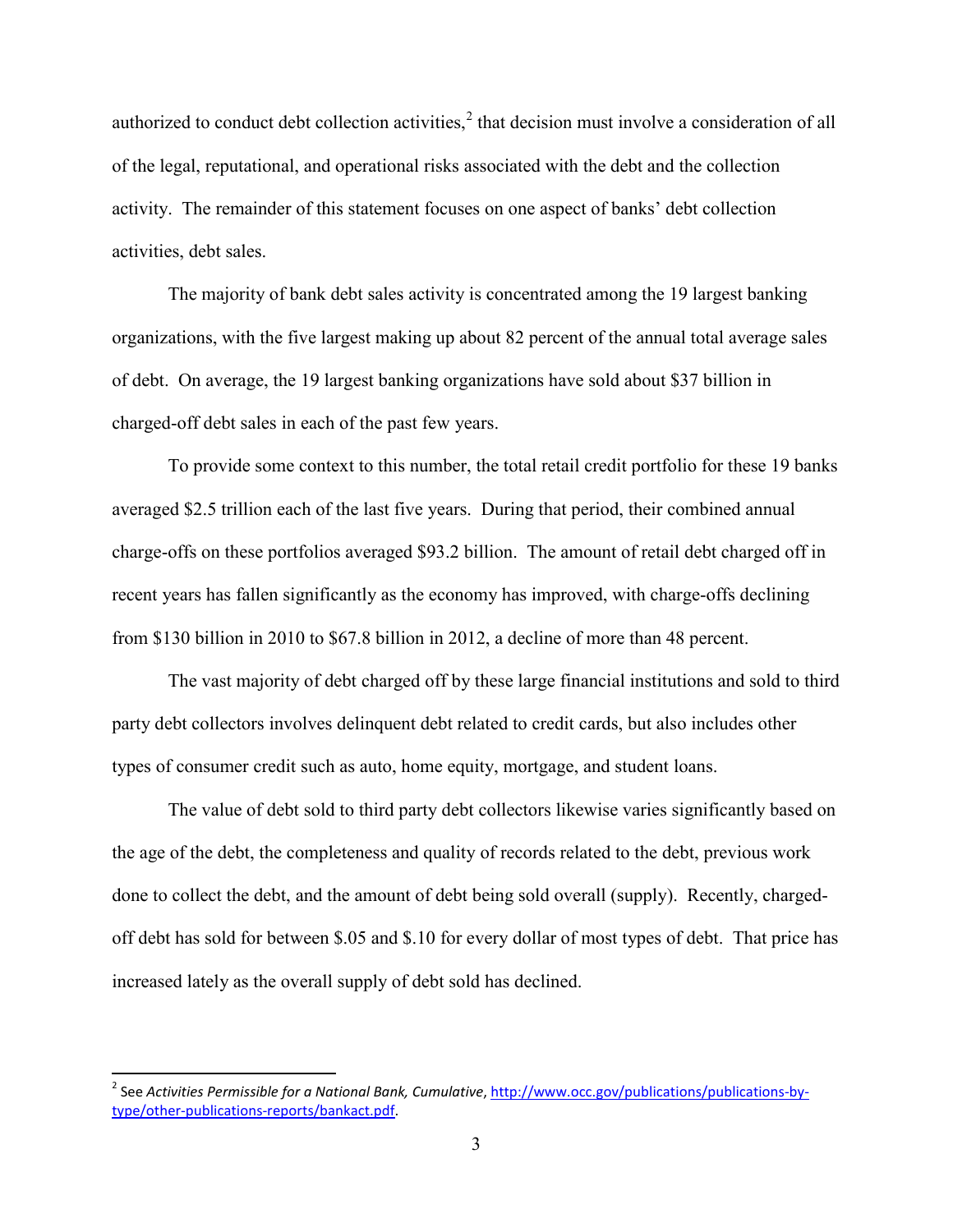authorized to conduct debt collection activities,[2] that decision must involve a consideration of all of the legal, reputational, and operational risks associated with the debt and the collection activity. The remainder of this statement focuses on one aspect of banks' debt collection activities, debt sales.

The majority of bank debt sales activity is concentrated among the 19 largest banking organizations, with the five largest making up about 82 percent of the annual total average sales of debt. On average, the 19 largest banking organizations have sold about $37 billion in charged-off debt sales in each of the past few years.

To provide some context to this number, the total retail credit portfolio for these 19 banks averaged $2.5 trillion each of the last five years. During that period, their combined annual charge-offs on these portfolios averaged $93.2 billion. The amount of retail debt charged off in recent years has fallen significantly as the economy has improved, with charge-offs declining from $130 billion in 2010 to $67.8 billion in 2012, a decline of more than 48 percent.

The vast majority of debt charged off by these large financial institutions and sold to third party debt collectors involves delinquent debt related to credit cards, but also includes other types of consumer credit such as auto, home equity, mortgage, and student loans.

The value of debt sold to third party debt collectors likewise varies significantly based on the age of the debt, the completeness and quality of records related to the debt, previous work done to collect the debt, and the amount of debt being sold overall (supply). Recently, charged-off debt has sold for between $.05 and $.10 for every dollar of most types of debt. That price has increased lately as the overall supply of debt sold has declined.

---

[2] See *Activities Permissible for a National Bank, Cumulative*, http://www.occ.gov/publications/publications-by-type/other-publications-reports/bankact.pdf.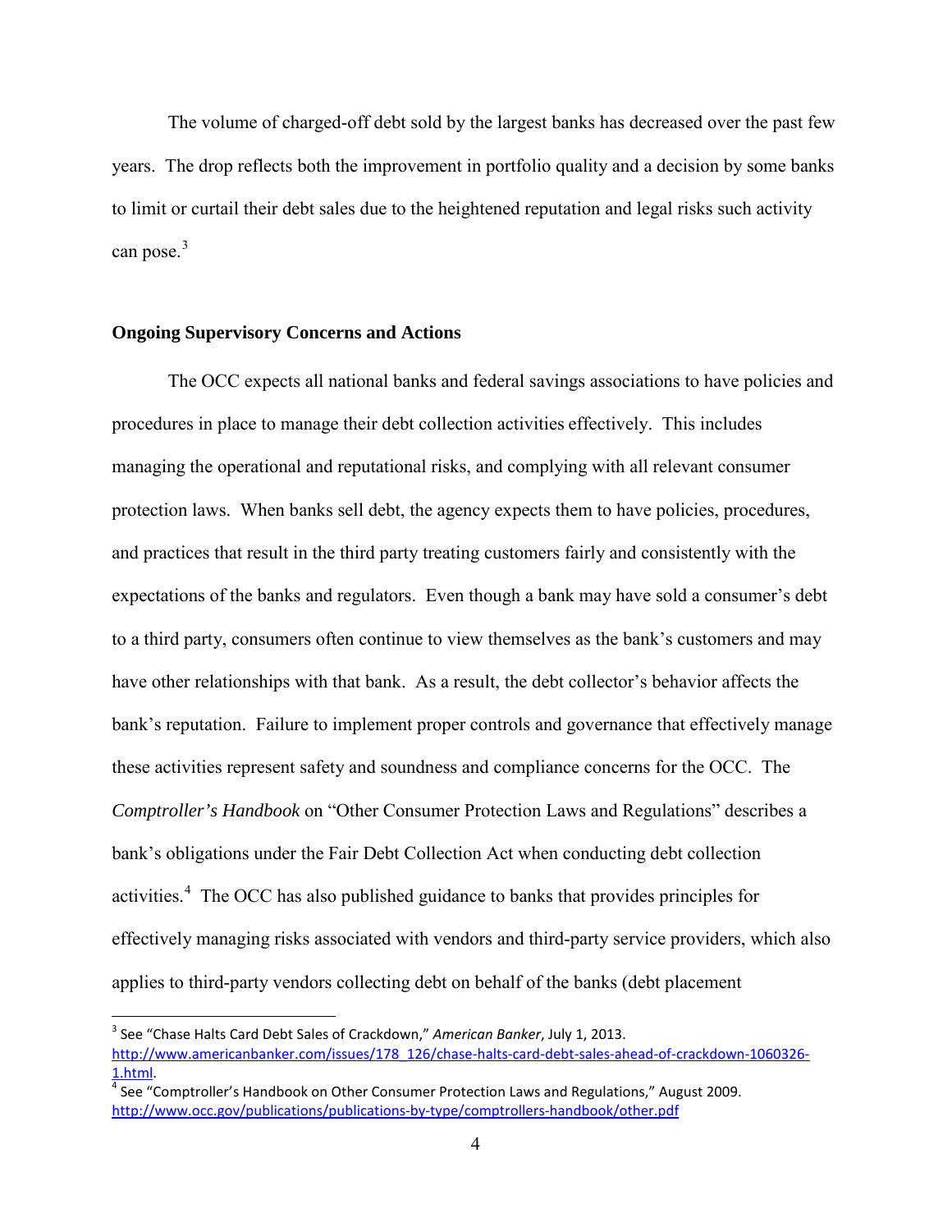The volume of charged-off debt sold by the largest banks has decreased over the past few years. The drop reflects both the improvement in portfolio quality and a decision by some banks to limit or curtail their debt sales due to the heightened reputation and legal risks such activity can pose.[3]

## Ongoing Supervisory Concerns and Actions

The OCC expects all national banks and federal savings associations to have policies and procedures in place to manage their debt collection activities effectively. This includes managing the operational and reputational risks, and complying with all relevant consumer protection laws. When banks sell debt, the agency expects them to have policies, procedures, and practices that result in the third party treating customers fairly and consistently with the expectations of the banks and regulators. Even though a bank may have sold a consumer's debt to a third party, consumers often continue to view themselves as the bank's customers and may have other relationships with that bank. As a result, the debt collector's behavior affects the bank's reputation. Failure to implement proper controls and governance that effectively manage these activities represent safety and soundness and compliance concerns for the OCC. The *Comptroller's Handbook* on "Other Consumer Protection Laws and Regulations" describes a bank's obligations under the Fair Debt Collection Act when conducting debt collection activities.[4] The OCC has also published guidance to banks that provides principles for effectively managing risks associated with vendors and third-party service providers, which also applies to third-party vendors collecting debt on behalf of the banks (debt placement

---

[3] See "Chase Halts Card Debt Sales of Crackdown," *American Banker*, July 1, 2013. http://www.americanbanker.com/issues/178_126/chase-halts-card-debt-sales-ahead-of-crackdown-1060326-1.html.

[4] See "Comptroller's Handbook on Other Consumer Protection Laws and Regulations," August 2009. http://www.occ.gov/publications/publications-by-type/comptrollers-handbook/other.pdf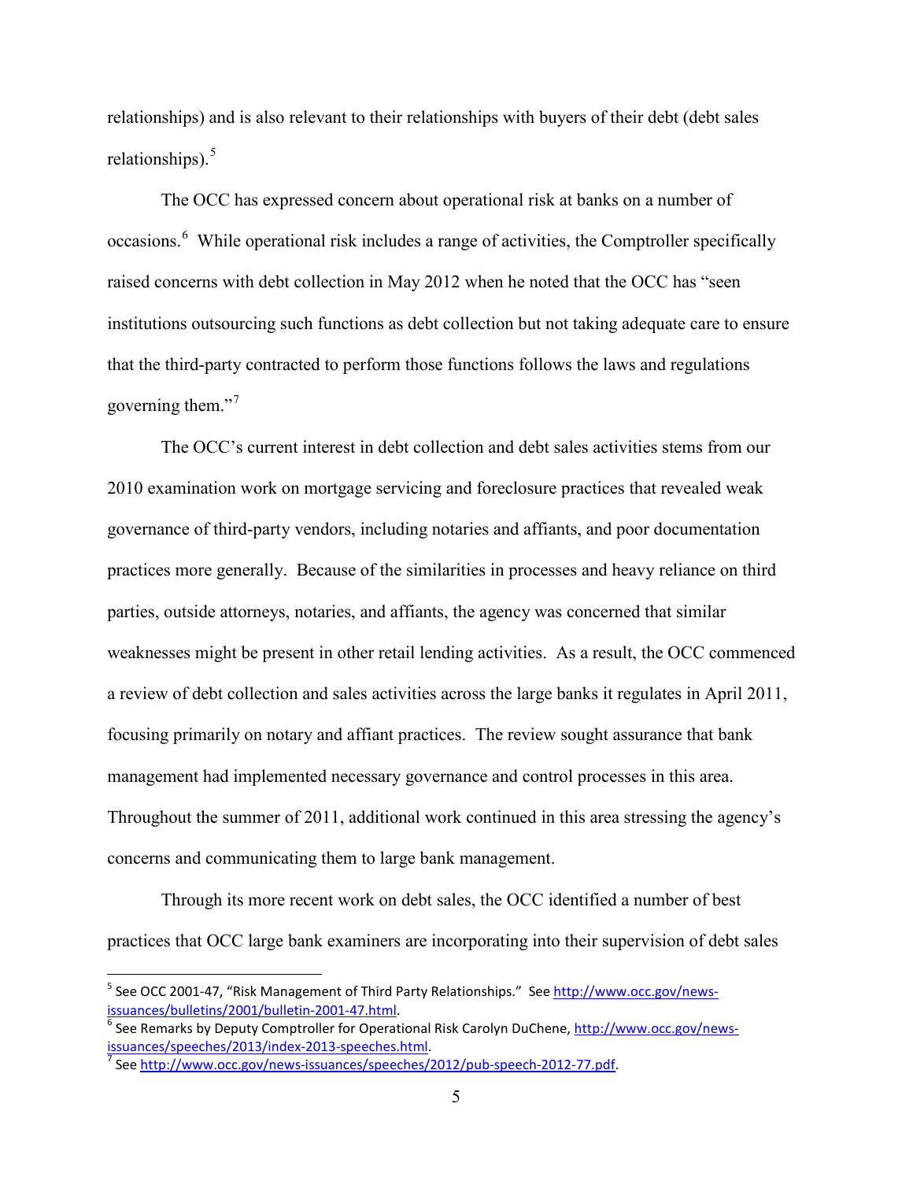relationships) and is also relevant to their relationships with buyers of their debt (debt sales relationships).[5]

The OCC has expressed concern about operational risk at banks on a number of occasions.[6] While operational risk includes a range of activities, the Comptroller specifically raised concerns with debt collection in May 2012 when he noted that the OCC has "seen institutions outsourcing such functions as debt collection but not taking adequate care to ensure that the third-party contracted to perform those functions follows the laws and regulations governing them."[7]

The OCC's current interest in debt collection and debt sales activities stems from our 2010 examination work on mortgage servicing and foreclosure practices that revealed weak governance of third-party vendors, including notaries and affiants, and poor documentation practices more generally. Because of the similarities in processes and heavy reliance on third parties, outside attorneys, notaries, and affiants, the agency was concerned that similar weaknesses might be present in other retail lending activities. As a result, the OCC commenced a review of debt collection and sales activities across the large banks it regulates in April 2011, focusing primarily on notary and affiant practices. The review sought assurance that bank management had implemented necessary governance and control processes in this area. Throughout the summer of 2011, additional work continued in this area stressing the agency's concerns and communicating them to large bank management.

Through its more recent work on debt sales, the OCC identified a number of best practices that OCC large bank examiners are incorporating into their supervision of debt sales

---

[5] See OCC 2001-47, "Risk Management of Third Party Relationships." See http://www.occ.gov/news-issuances/bulletins/2001/bulletin-2001-47.html.

[6] See Remarks by Deputy Comptroller for Operational Risk Carolyn DuChene, http://www.occ.gov/news-issuances/speeches/2013/index-2013-speeches.html.

[7] See http://www.occ.gov/news-issuances/speeches/2012/pub-speech-2012-77.pdf.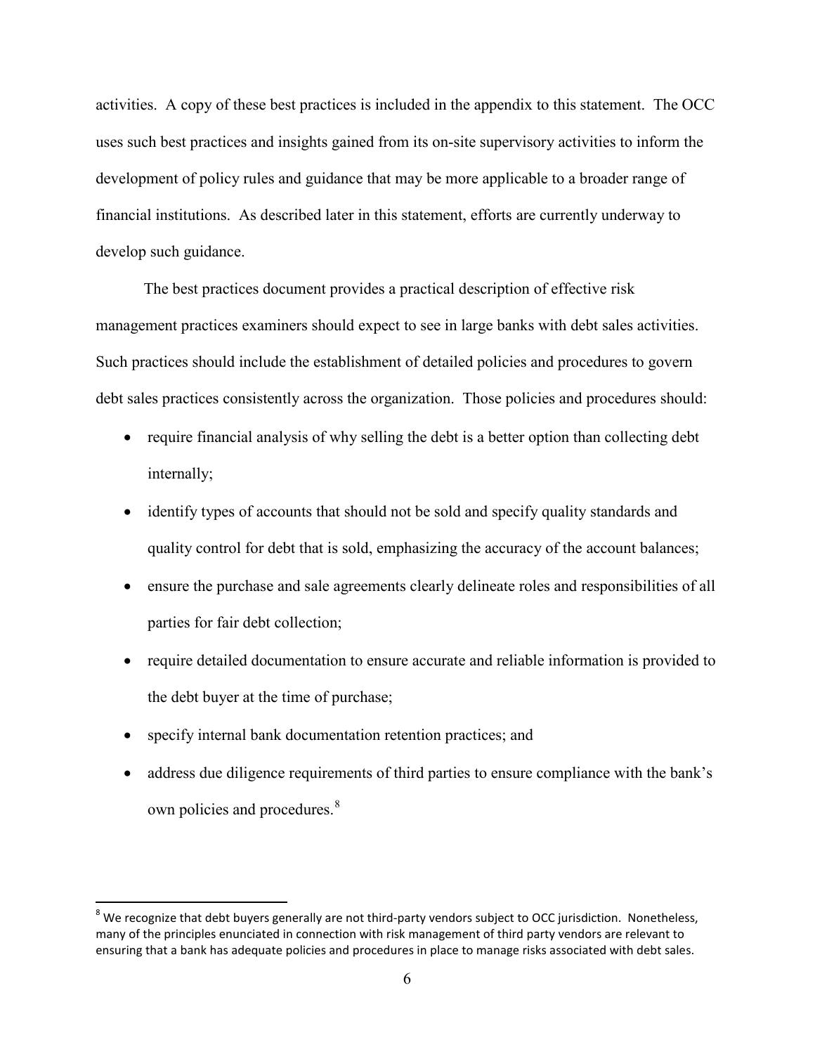activities. A copy of these best practices is included in the appendix to this statement. The OCC uses such best practices and insights gained from its on-site supervisory activities to inform the development of policy rules and guidance that may be more applicable to a broader range of financial institutions. As described later in this statement, efforts are currently underway to develop such guidance.

The best practices document provides a practical description of effective risk management practices examiners should expect to see in large banks with debt sales activities. Such practices should include the establishment of detailed policies and procedures to govern debt sales practices consistently across the organization. Those policies and procedures should:

- require financial analysis of why selling the debt is a better option than collecting debt internally;
- identify types of accounts that should not be sold and specify quality standards and quality control for debt that is sold, emphasizing the accuracy of the account balances;
- ensure the purchase and sale agreements clearly delineate roles and responsibilities of all parties for fair debt collection;
- require detailed documentation to ensure accurate and reliable information is provided to the debt buyer at the time of purchase;
- specify internal bank documentation retention practices; and
- address due diligence requirements of third parties to ensure compliance with the bank's own policies and procedures.[8]

[8] We recognize that debt buyers generally are not third-party vendors subject to OCC jurisdiction. Nonetheless, many of the principles enunciated in connection with risk management of third party vendors are relevant to ensuring that a bank has adequate policies and procedures in place to manage risks associated with debt sales.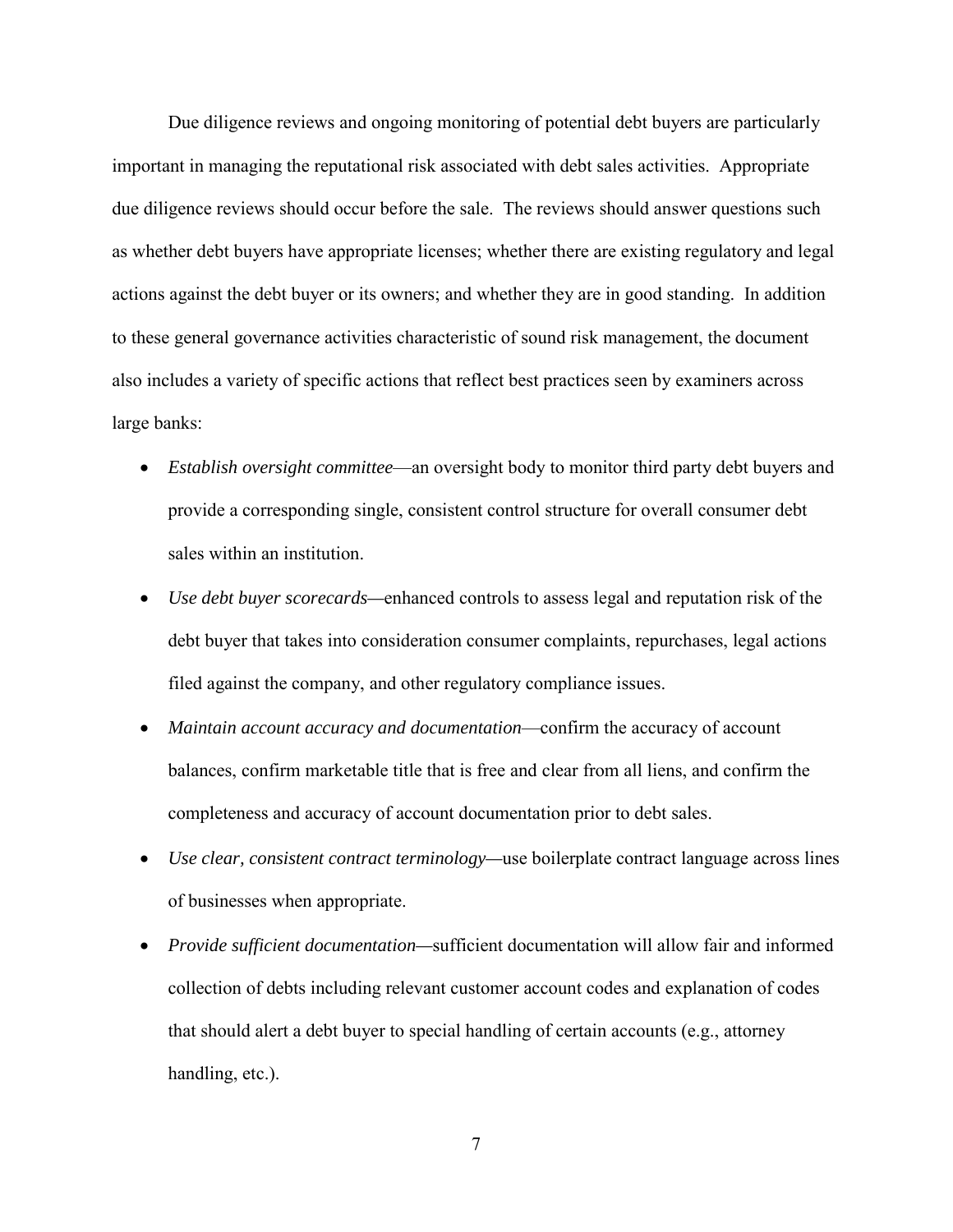Due diligence reviews and ongoing monitoring of potential debt buyers are particularly important in managing the reputational risk associated with debt sales activities. Appropriate due diligence reviews should occur before the sale. The reviews should answer questions such as whether debt buyers have appropriate licenses; whether there are existing regulatory and legal actions against the debt buyer or its owners; and whether they are in good standing. In addition to these general governance activities characteristic of sound risk management, the document also includes a variety of specific actions that reflect best practices seen by examiners across large banks:

- *Establish oversight committee*—an oversight body to monitor third party debt buyers and provide a corresponding single, consistent control structure for overall consumer debt sales within an institution.
- *Use debt buyer scorecards*—enhanced controls to assess legal and reputation risk of the debt buyer that takes into consideration consumer complaints, repurchases, legal actions filed against the company, and other regulatory compliance issues.
- *Maintain account accuracy and documentation*—confirm the accuracy of account balances, confirm marketable title that is free and clear from all liens, and confirm the completeness and accuracy of account documentation prior to debt sales.
- *Use clear, consistent contract terminology*—use boilerplate contract language across lines of businesses when appropriate.
- *Provide sufficient documentation*—sufficient documentation will allow fair and informed collection of debts including relevant customer account codes and explanation of codes that should alert a debt buyer to special handling of certain accounts (e.g., attorney handling, etc.).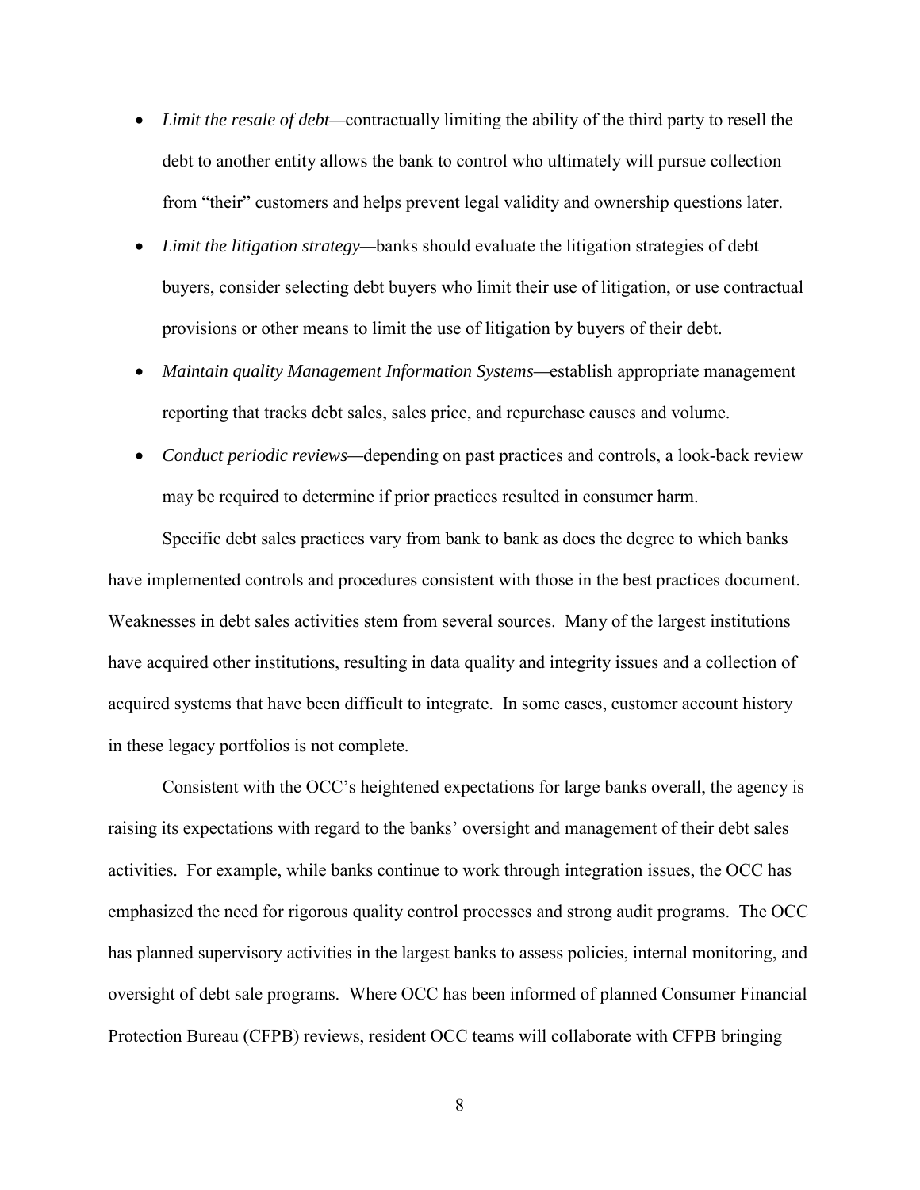- *Limit the resale of debt*—contractually limiting the ability of the third party to resell the debt to another entity allows the bank to control who ultimately will pursue collection from "their" customers and helps prevent legal validity and ownership questions later.
- *Limit the litigation strategy*—banks should evaluate the litigation strategies of debt buyers, consider selecting debt buyers who limit their use of litigation, or use contractual provisions or other means to limit the use of litigation by buyers of their debt.
- *Maintain quality Management Information Systems*—establish appropriate management reporting that tracks debt sales, sales price, and repurchase causes and volume.
- *Conduct periodic reviews*—depending on past practices and controls, a look-back review may be required to determine if prior practices resulted in consumer harm.

Specific debt sales practices vary from bank to bank as does the degree to which banks have implemented controls and procedures consistent with those in the best practices document. Weaknesses in debt sales activities stem from several sources. Many of the largest institutions have acquired other institutions, resulting in data quality and integrity issues and a collection of acquired systems that have been difficult to integrate. In some cases, customer account history in these legacy portfolios is not complete.

Consistent with the OCC's heightened expectations for large banks overall, the agency is raising its expectations with regard to the banks' oversight and management of their debt sales activities. For example, while banks continue to work through integration issues, the OCC has emphasized the need for rigorous quality control processes and strong audit programs. The OCC has planned supervisory activities in the largest banks to assess policies, internal monitoring, and oversight of debt sale programs. Where OCC has been informed of planned Consumer Financial Protection Bureau (CFPB) reviews, resident OCC teams will collaborate with CFPB bringing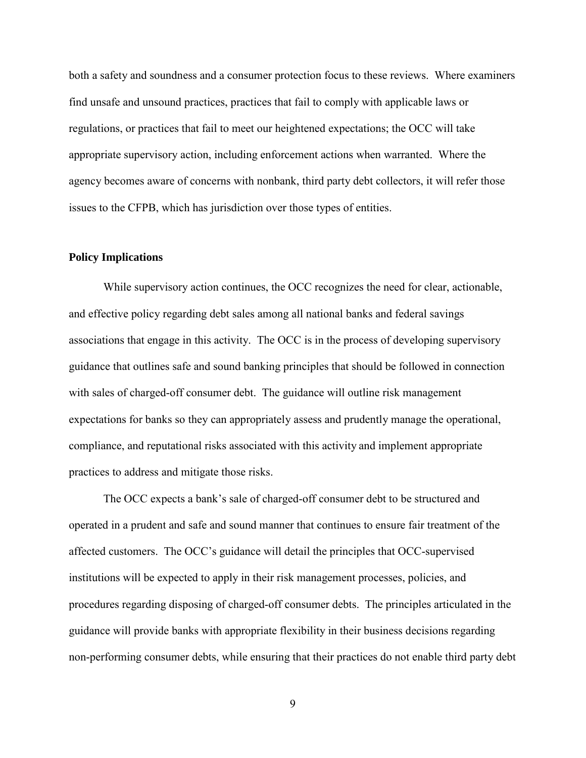both a safety and soundness and a consumer protection focus to these reviews. Where examiners find unsafe and unsound practices, practices that fail to comply with applicable laws or regulations, or practices that fail to meet our heightened expectations; the OCC will take appropriate supervisory action, including enforcement actions when warranted. Where the agency becomes aware of concerns with nonbank, third party debt collectors, it will refer those issues to the CFPB, which has jurisdiction over those types of entities.

**Policy Implications**

While supervisory action continues, the OCC recognizes the need for clear, actionable, and effective policy regarding debt sales among all national banks and federal savings associations that engage in this activity. The OCC is in the process of developing supervisory guidance that outlines safe and sound banking principles that should be followed in connection with sales of charged-off consumer debt. The guidance will outline risk management expectations for banks so they can appropriately assess and prudently manage the operational, compliance, and reputational risks associated with this activity and implement appropriate practices to address and mitigate those risks.

The OCC expects a bank's sale of charged-off consumer debt to be structured and operated in a prudent and safe and sound manner that continues to ensure fair treatment of the affected customers. The OCC's guidance will detail the principles that OCC-supervised institutions will be expected to apply in their risk management processes, policies, and procedures regarding disposing of charged-off consumer debts. The principles articulated in the guidance will provide banks with appropriate flexibility in their business decisions regarding non-performing consumer debts, while ensuring that their practices do not enable third party debt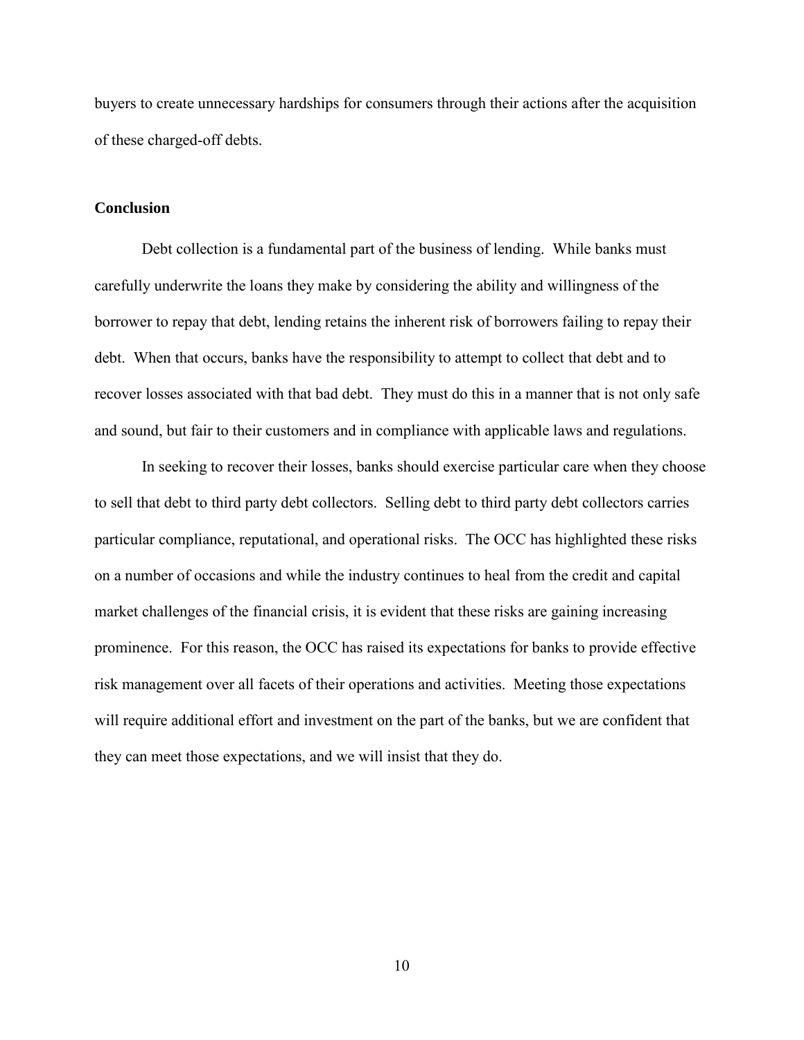buyers to create unnecessary hardships for consumers through their actions after the acquisition of these charged-off debts.

## Conclusion

Debt collection is a fundamental part of the business of lending. While banks must carefully underwrite the loans they make by considering the ability and willingness of the borrower to repay that debt, lending retains the inherent risk of borrowers failing to repay their debt. When that occurs, banks have the responsibility to attempt to collect that debt and to recover losses associated with that bad debt. They must do this in a manner that is not only safe and sound, but fair to their customers and in compliance with applicable laws and regulations.

In seeking to recover their losses, banks should exercise particular care when they choose to sell that debt to third party debt collectors. Selling debt to third party debt collectors carries particular compliance, reputational, and operational risks. The OCC has highlighted these risks on a number of occasions and while the industry continues to heal from the credit and capital market challenges of the financial crisis, it is evident that these risks are gaining increasing prominence. For this reason, the OCC has raised its expectations for banks to provide effective risk management over all facets of their operations and activities. Meeting those expectations will require additional effort and investment on the part of the banks, but we are confident that they can meet those expectations, and we will insist that they do.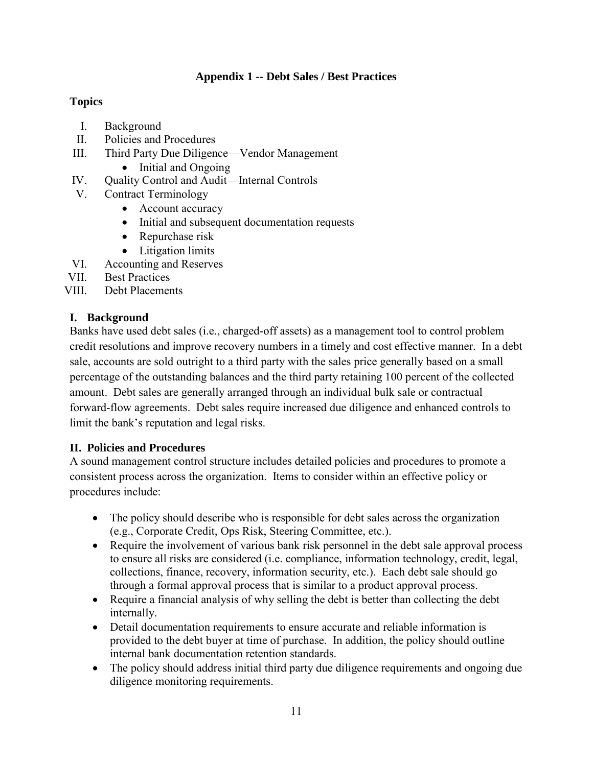## Appendix 1 -- Debt Sales / Best Practices

### Topics

I. Background
II. Policies and Procedures
III. Third Party Due Diligence—Vendor Management
   - Initial and Ongoing
IV. Quality Control and Audit—Internal Controls
V. Contract Terminology
   - Account accuracy
   - Initial and subsequent documentation requests
   - Repurchase risk
   - Litigation limits
VI. Accounting and Reserves
VII. Best Practices
VIII. Debt Placements

### I. Background

Banks have used debt sales (i.e., charged-off assets) as a management tool to control problem credit resolutions and improve recovery numbers in a timely and cost effective manner. In a debt sale, accounts are sold outright to a third party with the sales price generally based on a small percentage of the outstanding balances and the third party retaining 100 percent of the collected amount. Debt sales are generally arranged through an individual bulk sale or contractual forward-flow agreements. Debt sales require increased due diligence and enhanced controls to limit the bank's reputation and legal risks.

### II. Policies and Procedures

A sound management control structure includes detailed policies and procedures to promote a consistent process across the organization. Items to consider within an effective policy or procedures include:

- The policy should describe who is responsible for debt sales across the organization (e.g., Corporate Credit, Ops Risk, Steering Committee, etc.).
- Require the involvement of various bank risk personnel in the debt sale approval process to ensure all risks are considered (i.e. compliance, information technology, credit, legal, collections, finance, recovery, information security, etc.). Each debt sale should go through a formal approval process that is similar to a product approval process.
- Require a financial analysis of why selling the debt is better than collecting the debt internally.
- Detail documentation requirements to ensure accurate and reliable information is provided to the debt buyer at time of purchase. In addition, the policy should outline internal bank documentation retention standards.
- The policy should address initial third party due diligence requirements and ongoing due diligence monitoring requirements.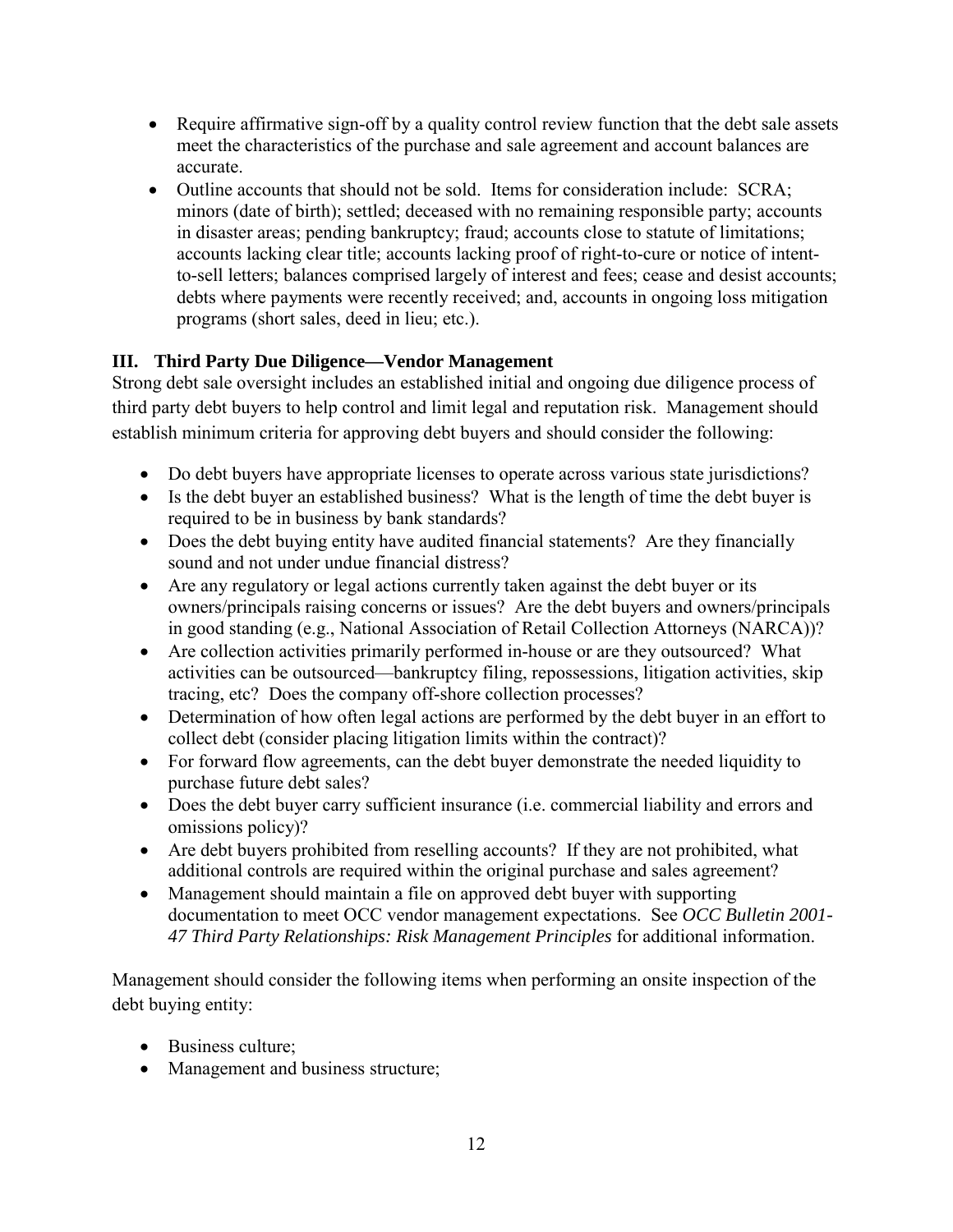- Require affirmative sign-off by a quality control review function that the debt sale assets meet the characteristics of the purchase and sale agreement and account balances are accurate.
- Outline accounts that should not be sold. Items for consideration include: SCRA; minors (date of birth); settled; deceased with no remaining responsible party; accounts in disaster areas; pending bankruptcy; fraud; accounts close to statute of limitations; accounts lacking clear title; accounts lacking proof of right-to-cure or notice of intent-to-sell letters; balances comprised largely of interest and fees; cease and desist accounts; debts where payments were recently received; and, accounts in ongoing loss mitigation programs (short sales, deed in lieu; etc.).

## III. Third Party Due Diligence—Vendor Management

Strong debt sale oversight includes an established initial and ongoing due diligence process of third party debt buyers to help control and limit legal and reputation risk. Management should establish minimum criteria for approving debt buyers and should consider the following:

- Do debt buyers have appropriate licenses to operate across various state jurisdictions?
- Is the debt buyer an established business? What is the length of time the debt buyer is required to be in business by bank standards?
- Does the debt buying entity have audited financial statements? Are they financially sound and not under undue financial distress?
- Are any regulatory or legal actions currently taken against the debt buyer or its owners/principals raising concerns or issues? Are the debt buyers and owners/principals in good standing (e.g., National Association of Retail Collection Attorneys (NARCA))?
- Are collection activities primarily performed in-house or are they outsourced? What activities can be outsourced—bankruptcy filing, repossessions, litigation activities, skip tracing, etc? Does the company off-shore collection processes?
- Determination of how often legal actions are performed by the debt buyer in an effort to collect debt (consider placing litigation limits within the contract)?
- For forward flow agreements, can the debt buyer demonstrate the needed liquidity to purchase future debt sales?
- Does the debt buyer carry sufficient insurance (i.e. commercial liability and errors and omissions policy)?
- Are debt buyers prohibited from reselling accounts? If they are not prohibited, what additional controls are required within the original purchase and sales agreement?
- Management should maintain a file on approved debt buyer with supporting documentation to meet OCC vendor management expectations. See *OCC Bulletin 2001-47 Third Party Relationships: Risk Management Principles* for additional information.

Management should consider the following items when performing an onsite inspection of the debt buying entity:

- Business culture;
- Management and business structure;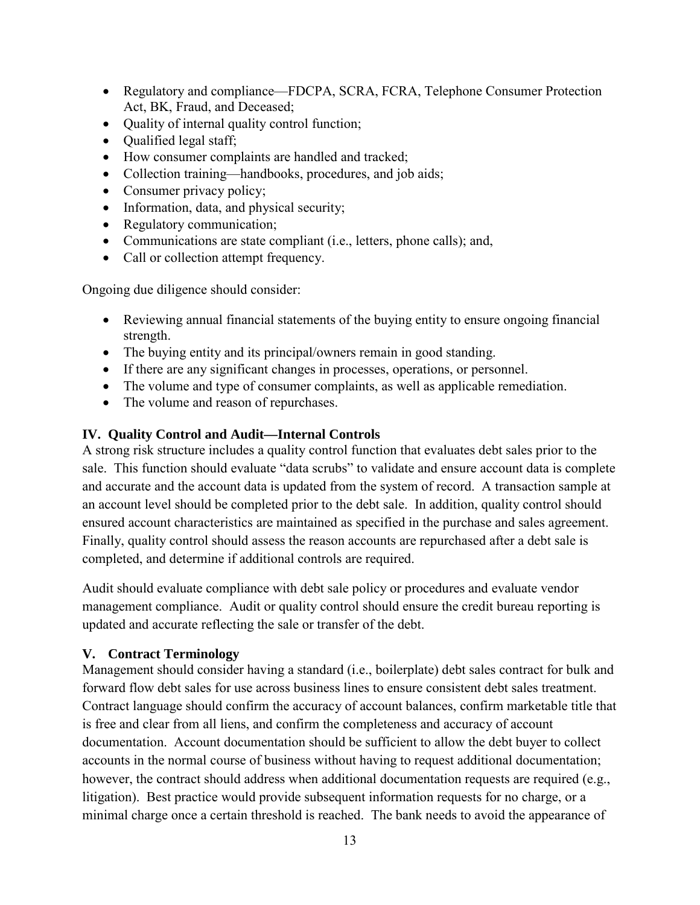- Regulatory and compliance—FDCPA, SCRA, FCRA, Telephone Consumer Protection Act, BK, Fraud, and Deceased;
- Quality of internal quality control function;
- Qualified legal staff;
- How consumer complaints are handled and tracked;
- Collection training—handbooks, procedures, and job aids;
- Consumer privacy policy;
- Information, data, and physical security;
- Regulatory communication;
- Communications are state compliant (i.e., letters, phone calls); and,
- Call or collection attempt frequency.

Ongoing due diligence should consider:

- Reviewing annual financial statements of the buying entity to ensure ongoing financial strength.
- The buying entity and its principal/owners remain in good standing.
- If there are any significant changes in processes, operations, or personnel.
- The volume and type of consumer complaints, as well as applicable remediation.
- The volume and reason of repurchases.

### IV. Quality Control and Audit—Internal Controls

A strong risk structure includes a quality control function that evaluates debt sales prior to the sale. This function should evaluate "data scrubs" to validate and ensure account data is complete and accurate and the account data is updated from the system of record. A transaction sample at an account level should be completed prior to the debt sale. In addition, quality control should ensured account characteristics are maintained as specified in the purchase and sales agreement. Finally, quality control should assess the reason accounts are repurchased after a debt sale is completed, and determine if additional controls are required.

Audit should evaluate compliance with debt sale policy or procedures and evaluate vendor management compliance. Audit or quality control should ensure the credit bureau reporting is updated and accurate reflecting the sale or transfer of the debt.

### V. Contract Terminology

Management should consider having a standard (i.e., boilerplate) debt sales contract for bulk and forward flow debt sales for use across business lines to ensure consistent debt sales treatment. Contract language should confirm the accuracy of account balances, confirm marketable title that is free and clear from all liens, and confirm the completeness and accuracy of account documentation. Account documentation should be sufficient to allow the debt buyer to collect accounts in the normal course of business without having to request additional documentation; however, the contract should address when additional documentation requests are required (e.g., litigation). Best practice would provide subsequent information requests for no charge, or a minimal charge once a certain threshold is reached. The bank needs to avoid the appearance of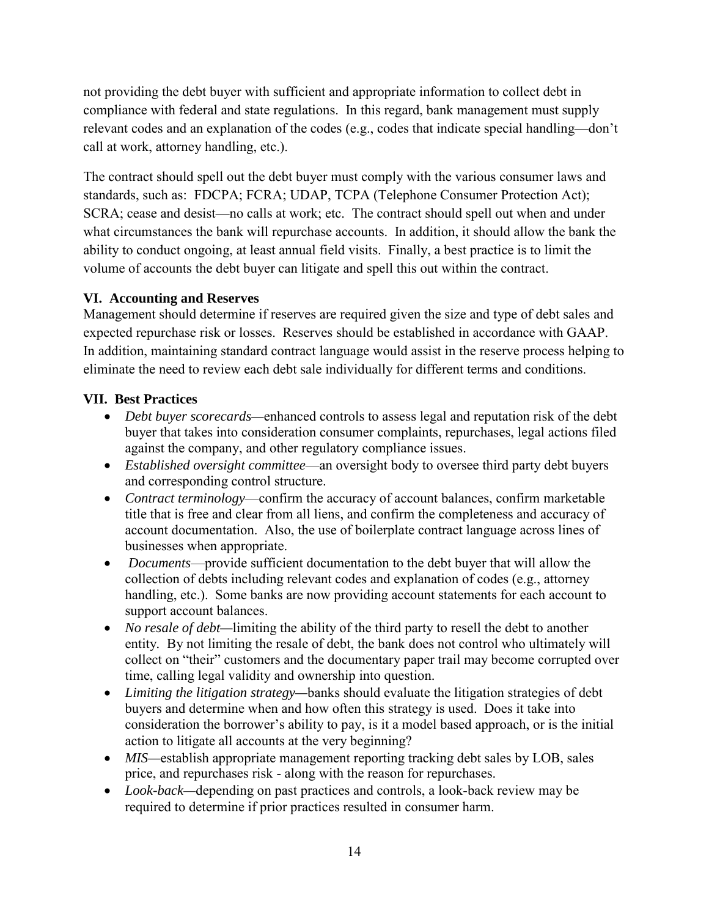not providing the debt buyer with sufficient and appropriate information to collect debt in compliance with federal and state regulations. In this regard, bank management must supply relevant codes and an explanation of the codes (e.g., codes that indicate special handling—don't call at work, attorney handling, etc.).

The contract should spell out the debt buyer must comply with the various consumer laws and standards, such as: FDCPA; FCRA; UDAP, TCPA (Telephone Consumer Protection Act); SCRA; cease and desist—no calls at work; etc. The contract should spell out when and under what circumstances the bank will repurchase accounts. In addition, it should allow the bank the ability to conduct ongoing, at least annual field visits. Finally, a best practice is to limit the volume of accounts the debt buyer can litigate and spell this out within the contract.

### VI. Accounting and Reserves

Management should determine if reserves are required given the size and type of debt sales and expected repurchase risk or losses. Reserves should be established in accordance with GAAP. In addition, maintaining standard contract language would assist in the reserve process helping to eliminate the need to review each debt sale individually for different terms and conditions.

### VII. Best Practices

- *Debt buyer scorecards*—enhanced controls to assess legal and reputation risk of the debt buyer that takes into consideration consumer complaints, repurchases, legal actions filed against the company, and other regulatory compliance issues.
- *Established oversight committee*—an oversight body to oversee third party debt buyers and corresponding control structure.
- *Contract terminology*—confirm the accuracy of account balances, confirm marketable title that is free and clear from all liens, and confirm the completeness and accuracy of account documentation. Also, the use of boilerplate contract language across lines of businesses when appropriate.
- *Documents*—provide sufficient documentation to the debt buyer that will allow the collection of debts including relevant codes and explanation of codes (e.g., attorney handling, etc.). Some banks are now providing account statements for each account to support account balances.
- *No resale of debt*—limiting the ability of the third party to resell the debt to another entity. By not limiting the resale of debt, the bank does not control who ultimately will collect on "their" customers and the documentary paper trail may become corrupted over time, calling legal validity and ownership into question.
- *Limiting the litigation strategy*—banks should evaluate the litigation strategies of debt buyers and determine when and how often this strategy is used. Does it take into consideration the borrower's ability to pay, is it a model based approach, or is the initial action to litigate all accounts at the very beginning?
- *MIS*—establish appropriate management reporting tracking debt sales by LOB, sales price, and repurchases risk - along with the reason for repurchases.
- *Look-back*—depending on past practices and controls, a look-back review may be required to determine if prior practices resulted in consumer harm.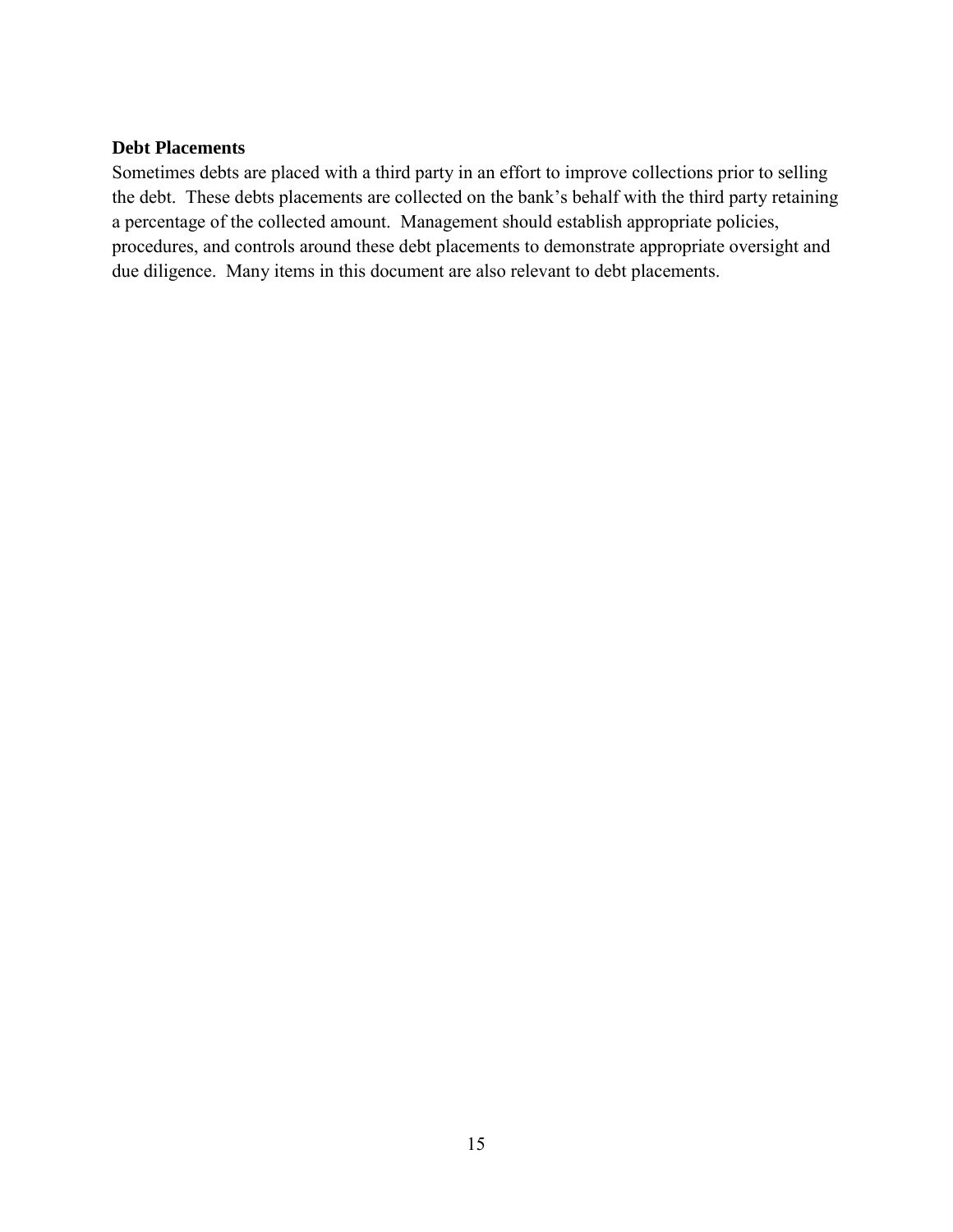**Debt Placements**

Sometimes debts are placed with a third party in an effort to improve collections prior to selling the debt. These debts placements are collected on the bank's behalf with the third party retaining a percentage of the collected amount. Management should establish appropriate policies, procedures, and controls around these debt placements to demonstrate appropriate oversight and due diligence. Many items in this document are also relevant to debt placements.